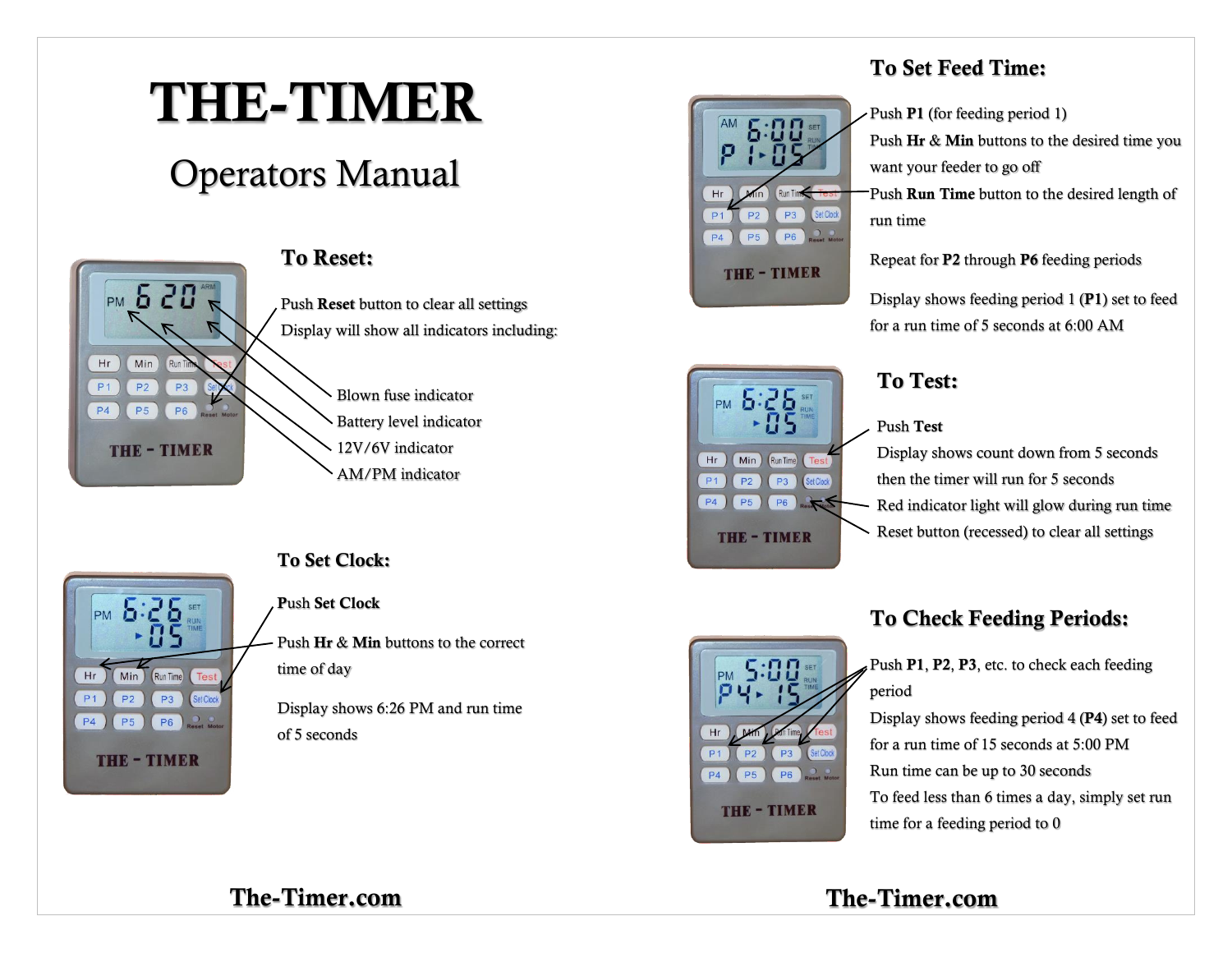# THE-TIMER

## Operators Manual

### To Reset:

Push **Reset** button to clear all settings

Display will show all indicators including:

- Blown fuse indicator
- Battery level indicator
- 12V/6V indicator
- AM/PM indicator

### To Set Clock:

**Push Set Clock**

Push **Hr** & **Min** buttons to the correct time of day

Display shows 6:26 PM and run time of 5 seconds

The-Timer.com

### To Set Feed Time:

Push **P1** (for feeding period 1)

Push **Hr** & **Min** buttons to the desired time you want your feeder to go off

Push **Run Time** button to the desired length of run time

Repeat for **P2** through **P6** feeding periods

Display shows feeding period 1 (**P1**) set to feed for a run time of 5 seconds at 6:00 AM

### To Test:

Push **Test**

Display shows count down from 5 seconds then the timer will run for 5 seconds

Red indicator light will glow during run time

Reset button (recessed) to clear all settings

### To Check Feeding Periods:

Push **P1**, **P2**, **P3**, etc. to check each feeding period

Display shows feeding period 4 (**P4**) set to feed for a run time of 15 seconds at 5:00 PM

Run time can be up to 30 seconds

To feed less than 6 times a day, simply set run time for a feeding period to 0

The-Timer.com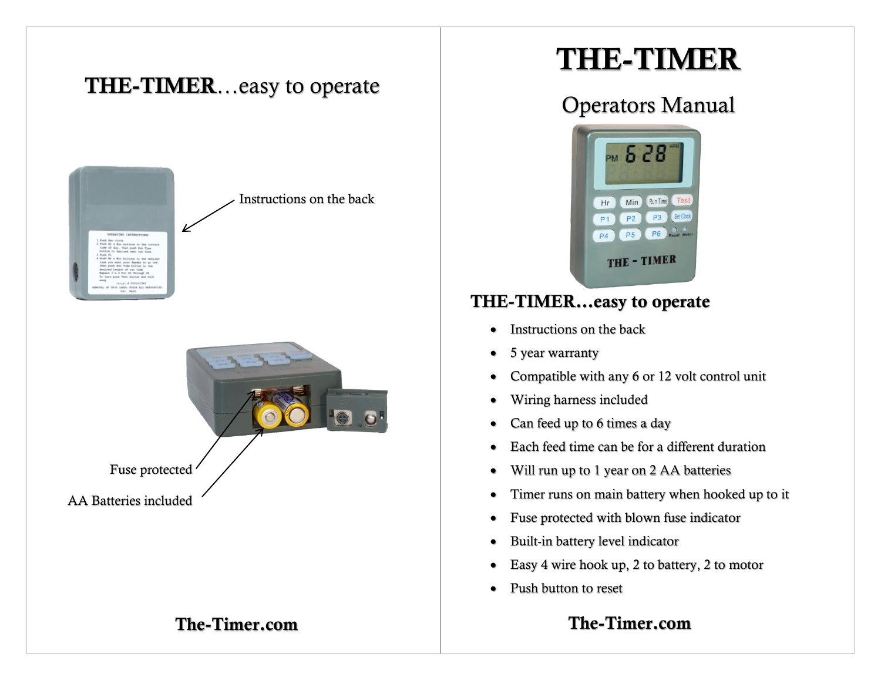# THE-TIMER…easy to operate

Instructions on the back

Fuse protected

AA Batteries included

The-Timer.com

# THE-TIMER

## Operators Manual

### THE-TIMER…easy to operate

- Instructions on the back
- 5 year warranty
- Compatible with any 6 or 12 volt control unit
- Wiring harness included
- Can feed up to 6 times a day
- Each feed time can be for a different duration
- Will run up to 1 year on 2 AA batteries
- Timer runs on main battery when hooked up to it
- Fuse protected with blown fuse indicator
- Built-in battery level indicator
- Easy 4 wire hook up, 2 to battery, 2 to motor
- Push button to reset

The-Timer.com